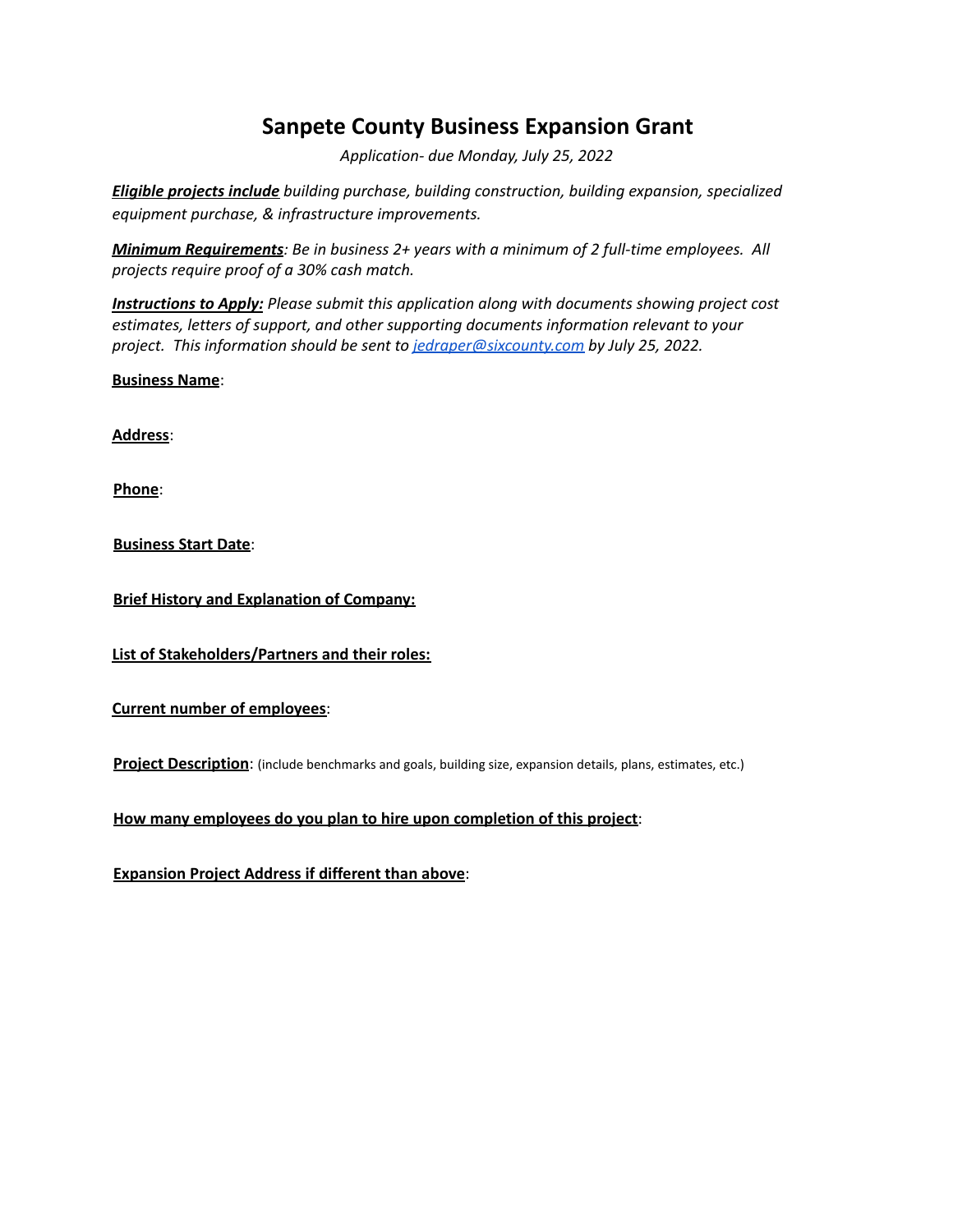# Sanpete County Business Expansion Grant

*Application- due Monday, July 25, 2022*

***Eligible projects include*** *building purchase, building construction, building expansion, specialized equipment purchase, & infrastructure improvements.*

***Minimum Requirements****: Be in business 2+ years with a minimum of 2 full-time employees. All projects require proof of a 30% cash match.*

***Instructions to Apply:*** *Please submit this application along with documents showing project cost estimates, letters of support, and other supporting documents information relevant to your project. This information should be sent to [jedraper@sixcounty.com](mailto:jedraper@sixcounty.com) by July 25, 2022.*

**Business Name**:

**Address**:

**Phone**:

**Business Start Date**:

**Brief History and Explanation of Company:**

**List of Stakeholders/Partners and their roles:**

**Current number of employees**:

**Project Description**: (include benchmarks and goals, building size, expansion details, plans, estimates, etc.)

**How many employees do you plan to hire upon completion of this project**:

**Expansion Project Address if different than above**: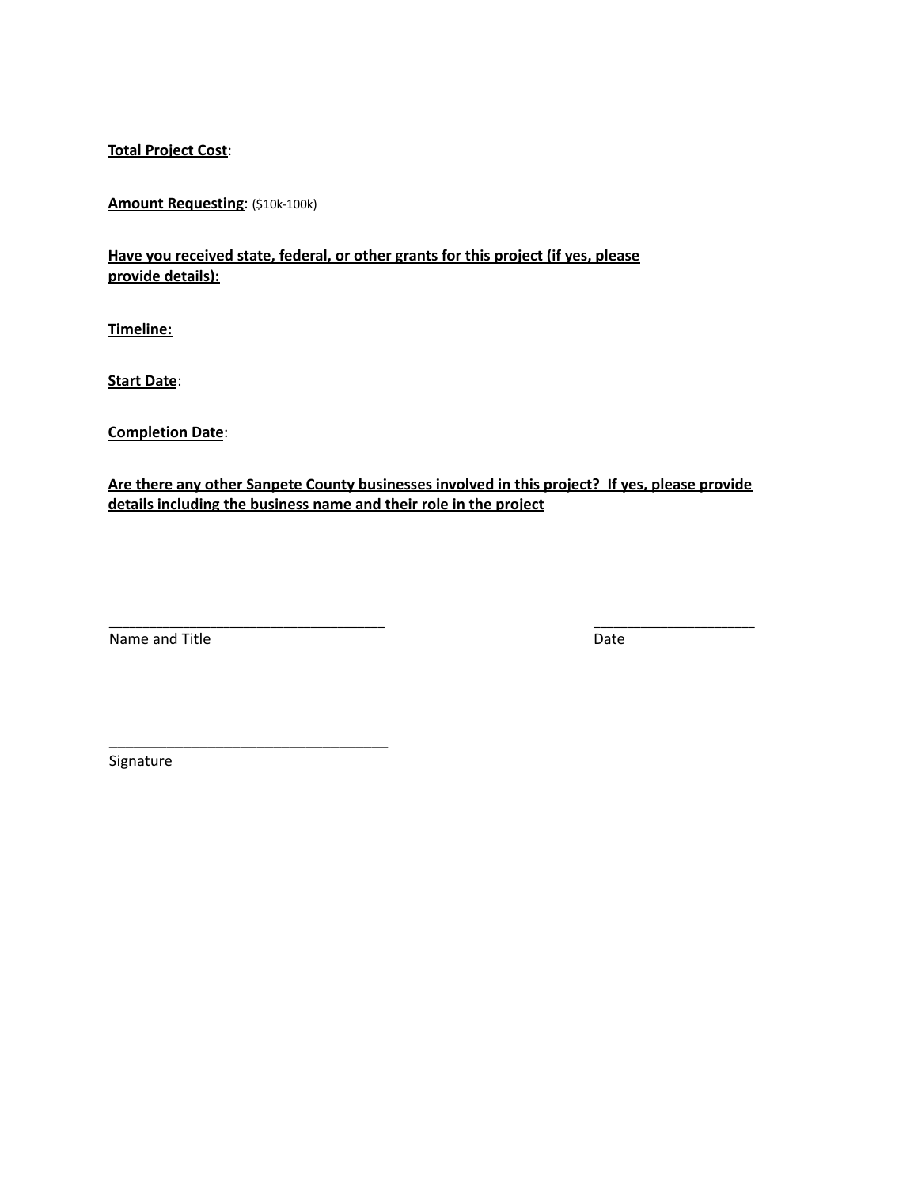**<u>Total Project Cost</u>**:

**<u>Amount Requesting</u>**: ($10k-100k)

**<u>Have you received state, federal, or other grants for this project (if yes, please provide details):</u>**

**<u>Timeline:</u>**

**<u>Start Date</u>**:

**<u>Completion Date</u>**:

**<u>Are there any other Sanpete County businesses involved in this project? If yes, please provide details including the business name and their role in the project</u>**

___________________________________ ____________________

Name and Title Date

___________________________________

Signature